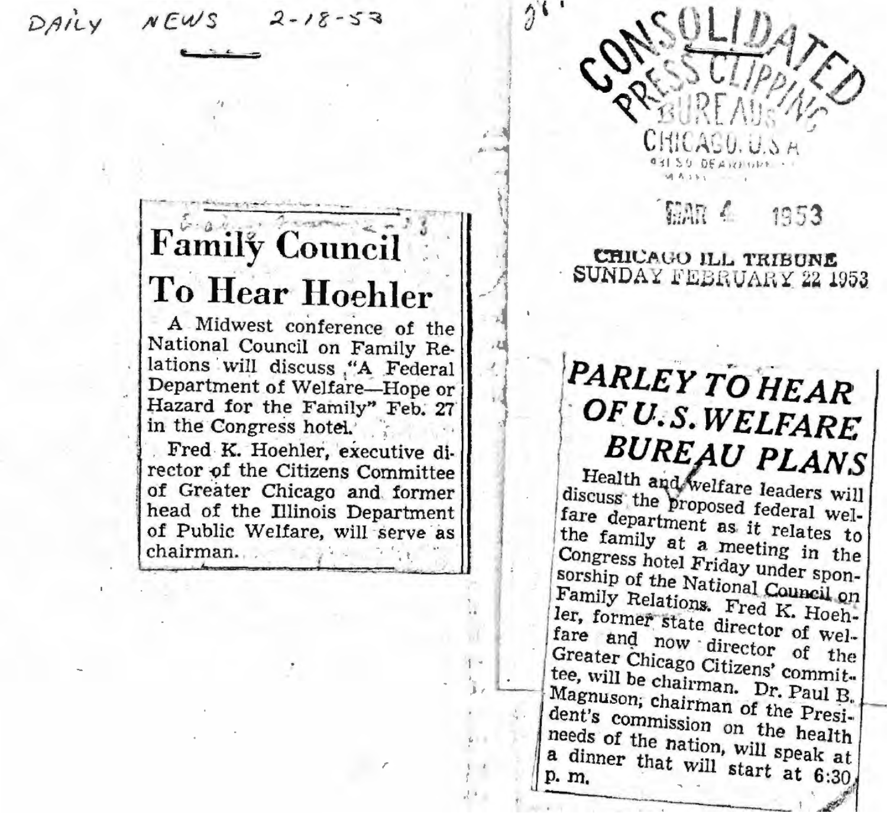DAILY NEWS 2-18-53

# Family Council To Hear Hoehler

A Midwest conference of the National Council on Family Relations will discuss "A Federal Department of Welfare—Hope or Hazard for the Family" Feb. 27 in the Congress hotel.

Fred K. Hoehler, executive director of the Citizens Committee of Greater Chicago and former head of the Illinois Department of Public Welfare, will serve as chairman.

CONSOLIDATED PRESS CLIPPING BUREAU
CHICAGO, U.S.A.

MAR 4 1953

CHICAGO ILL TRIBUNE
SUNDAY FEBRUARY 22 1953

# *PARLEY TO HEAR OF U.S. WELFARE BUREAU PLANS*

Health and welfare leaders will discuss the proposed federal welfare department as it relates to the family at a meeting in the Congress hotel Friday under sponsorship of the National Council on Family Relations. Fred K. Hoehler, former state director of welfare and now director of the Greater Chicago Citizens' committee, will be chairman. Dr. Paul B. Magnuson, chairman of the President's commission on the health needs of the nation, will speak at a dinner that will start at 6:30 p. m.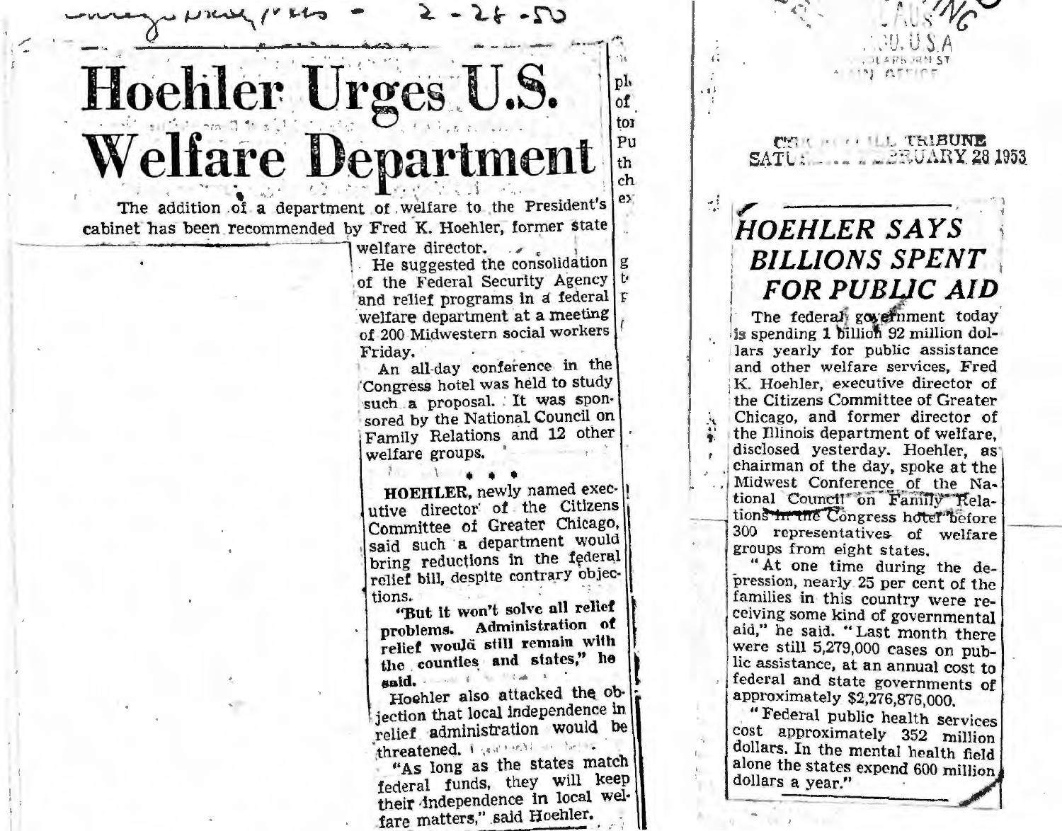Chicago Daily News - 2-28-53

# Hoehler Urges U.S. Welfare Department

The addition of a department of welfare to the President's cabinet has been recommended by Fred K. Hoehler, former state welfare director.

He suggested the consolidation of the Federal Security Agency and relief programs in a federal welfare department at a meeting of 200 Midwestern social workers Friday.

An all-day conference in the Congress hotel was held to study such a proposal. It was sponsored by the National Council on Family Relations and 12 other welfare groups.

\* \* \*

**HOEHLER,** newly named executive director of the Citizens Committee of Greater Chicago, said such a department would bring reductions in the federal relief bill, despite contrary objections.

**"But it won't solve all relief problems. Administration of relief would still remain with the counties and states," he said.**

Hoehler also attacked the objection that local independence in relief administration would be threatened.

"As long as the states match federal funds, they will keep their independence in local welfare matters," said Hoehler.

---

CHICAGO TRIBUNE
SATURDAY, FEBRUARY 28 1953

## *HOEHLER SAYS BILLIONS SPENT FOR PUBLIC AID*

The federal government today is spending 1 billion 92 million dollars yearly for public assistance and other welfare services, Fred K. Hoehler, executive director of the Citizens Committee of Greater Chicago, and former director of the Illinois department of welfare, disclosed yesterday. Hoehler, as chairman of the day, spoke at the Midwest Conference of the National Council on Family Relations in the Congress hotel before 300 representatives of welfare groups from eight states.

"At one time during the depression, nearly 25 per cent of the families in this country were receiving some kind of governmental aid," he said. "Last month there were still 5,279,000 cases on public assistance, at an annual cost to federal and state governments of approximately $2,276,876,000.

"Federal public health services cost approximately 352 million dollars. In the mental health field alone the states expend 600 million dollars a year."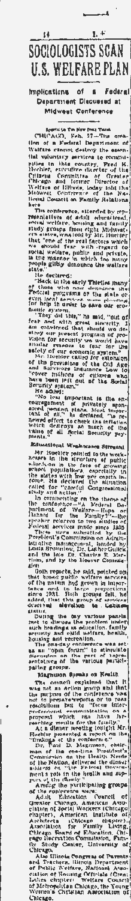# SOCIOLOGISTS SCAN U.S. WELFARE PLAN

## Implications of a Federal Department Discussed at Midwest Conference

Special to The New York Times

CHICAGO, Feb. 27—The creation of a Federal Department of Welfare cannot destroy the essential voluntary services to communities in this country, Fred K. Hoehler, executive director of the Citizens Committee of Greater Chicago and former Director of Welfare of Illinois, today told the Midwest Conference of the National Conference on Family Relations here.

The conference, attended by representatives of adult educational, social welfare, housing and family study groups from eight Midwestern states, was told by Mr. Hoehler that "one of the real factors which we should fear with regard to social welfare, public and private, is the manner in which too many people glibly denounce the welfare state."

He declared:

"Back in the early Thirties many of those who now denounce the Federal program of the state or even local services were pleading for help in order to save our economic system.

"They did this," he said, "out of fear and with great sincerity. I am convinced that should we destroy our present program of provision for security we would have similar reasons to fear for the safety of our economic system."

Mr. Hoehler called for extension of the provisions of the Old Age and Survivors Insurance Law to "cover millions of citizens who have been left out of the Social Security system."

He added:

"No less important is the encouragement of privately sponsored pension plans. Most important of all," he declared, "is renewed effort to check the inflation which destroys so much of the value of all Social Security payments."

### Educational Weaknesses Stressed

Mr. Hoehler pointed to the weaknesses in the structure of public education in the face of growing school populations, especially in the states with low per capita income. He declared the situation called for "careful Congressional study and action."

In commenting on the theme of the conference—"A Federal Department of Welfare—Hope or Hazard for the Family?"—the speaker referred to two studies of Federal services made since 1936. These were submitted by the President's Commission on Administrative Management, headed by Louis Brownlow, Dr. Luther Gulick and the late Dr. Charles E. Merriam, and by the Hoover Commission.

Both reports, he said, pointed out that broad public welfare services of the nation had grown in importance and in large proportions since 1931. Both groups felt, he added, that this group of services deserved elevation to Cabinet status.

During the day various panels met to discuss the problem under such headings as education, family security and child welfare, health, housing and recreation.

The one-day conference was set as an "open forum" to stimulate discussion on the part of representatives of the various participating groups.

### Magnuson Speaks on Health

The council explained that it was not an action group and that the purpose of the conference was not to prepare reports or to pass resolutions but to "focus interprofessional communication on a proposal which can have far-reaching results for the family."

At a dinner meeting tonight Mr. Hoehler presented a report on the "findings of the conference."

Dr. Paul B. Magnuson, chairman of the one-time President's Commission on the Health Needs of the Nation, delivered the dinner address on "the Federal Government's role in the health and support of the family."

Among the participating groups of the conference were:

Adult Education Council of Greater Chicago, American Association of Social Workers (Chicago chapter), American Institute of Architects (Chicago chapter), Association for Family Living, Chicago Board of Education, Chicago Recreation Commission, Family Study Center, University of Chicago.

Also Illinois Congress of Parents and Teachers, Illinois Department of Public Welfare, National Association of Housing Officials (Great Lakes chapter), Welfare Council of Metropolitan Chicago, the Young Women's Christian Association of Chicago.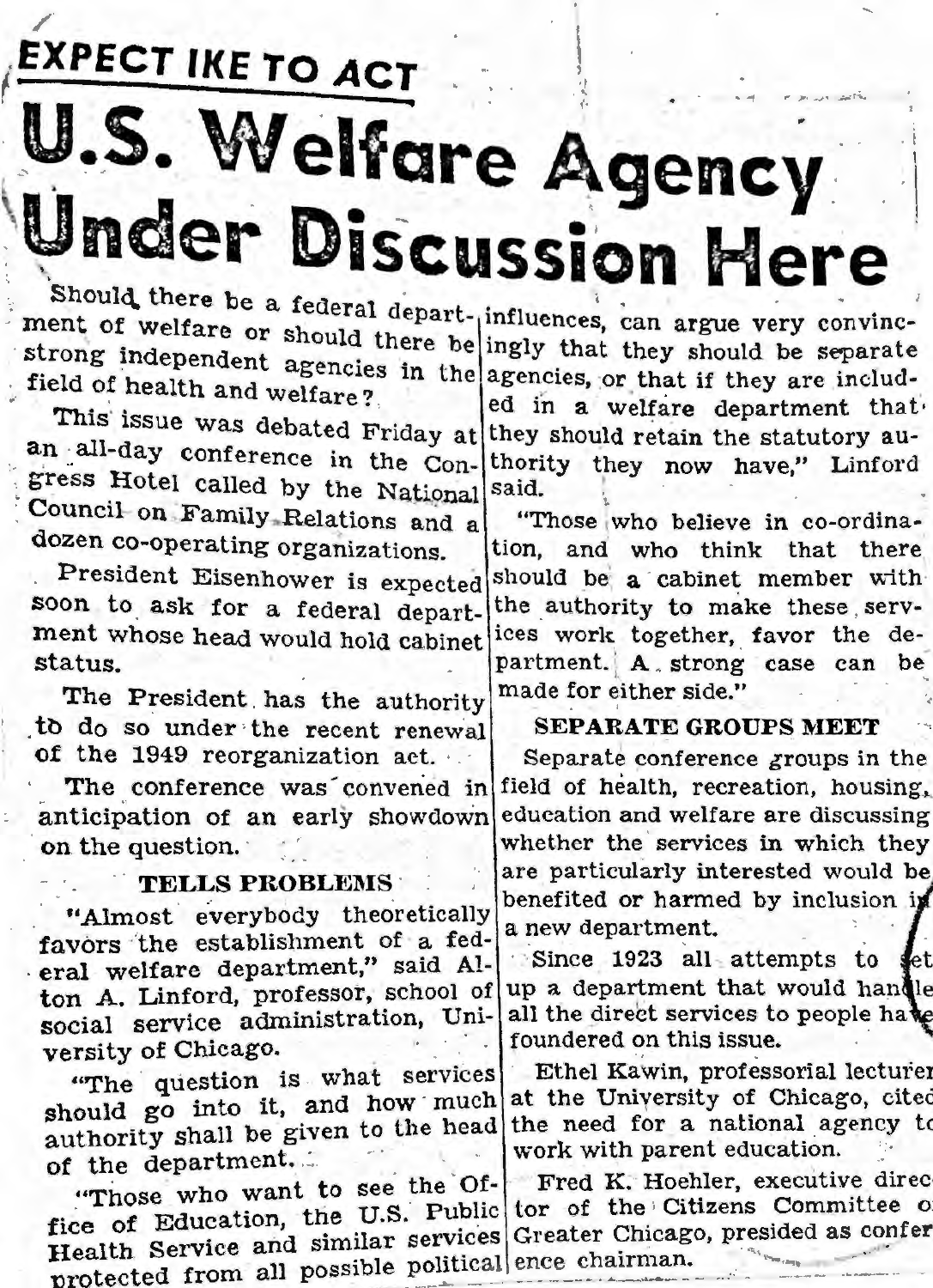## EXPECT IKE TO ACT

# U.S. Welfare Agency Under Discussion Here

Should there be a federal department of welfare or should there be strong independent agencies in the field of health and welfare?

This issue was debated Friday at an all-day conference in the Congress Hotel called by the National Council on Family Relations and a dozen co-operating organizations.

President Eisenhower is expected soon to ask for a federal department whose head would hold cabinet status.

The President has the authority to do so under the recent renewal of the 1949 reorganization act.

The conference was convened in anticipation of an early showdown on the question.

### TELLS PROBLEMS

"Almost everybody theoretically favors the establishment of a federal welfare department," said Alton A. Linford, professor, school of social service administration, University of Chicago.

"The question is what services should go into it, and how much authority shall be given to the head of the department.

"Those who want to see the Office of Education, the U.S. Public Health Service and similar services protected from all possible political influences, can argue very convincingly that they should be separate agencies, or that if they are included in a welfare department that they should retain the statutory authority they now have," Linford said.

"Those who believe in co-ordination, and who think that there should be a cabinet member with the authority to make these services work together, favor the department. A strong case can be made for either side."

### SEPARATE GROUPS MEET

Separate conference groups in the field of health, recreation, housing, education and welfare are discussing whether the services in which they are particularly interested would be benefited or harmed by inclusion in a new department.

Since 1923 all attempts to set up a department that would handle all the direct services to people have foundered on this issue.

Ethel Kawin, professorial lecturer at the University of Chicago, cited the need for a national agency to work with parent education.

Fred K. Hoehler, executive director of the Citizens Committee of Greater Chicago, presided as conference chairman.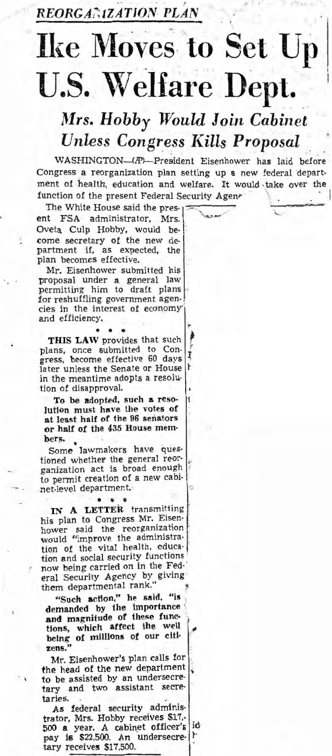*REORGANIZATION PLAN*

# Ike Moves to Set Up U.S. Welfare Dept.

## *Mrs. Hobby Would Join Cabinet Unless Congress Kills Proposal*

WASHINGTON—(AP)—President Eisenhower has laid before Congress a reorganization plan setting up a new federal department of health, education and welfare. It would take over the function of the present Federal Security Agency.

The White House said the present FSA administrator, Mrs. Oveta Culp Hobby, would become secretary of the new department if, as expected, the plan becomes effective.

Mr. Eisenhower submitted his proposal under a general law permitting him to draft plans for reshuffling government agencies in the interest of economy and efficiency.

\* \* \*

**THIS LAW** provides that such plans, once submitted to Congress, become effective 60 days later unless the Senate or House in the meantime adopts a resolution of disapproval.

**To be adopted, such a resolution must have the votes of at least half of the 96 senators or half of the 435 House members.**

Some lawmakers have questioned whether the general reorganization act is broad enough to permit creation of a new cabinet-level department.

\* \* \*

**IN A LETTER** transmitting his plan to Congress Mr. Eisenhower said the reorganization would "improve the administration of the vital health, education and social security functions now being carried on in the Federal Security Agency by giving them departmental rank."

**"Such action," he said, "is demanded by the importance and magnitude of these functions, which affect the well being of millions of our citizens."**

Mr. Eisenhower's plan calls for the head of the new department to be assisted by an undersecretary and two assistant secretaries.

As federal security administrator, Mrs. Hobby receives $17,500 a year. A cabinet officer's pay is $22,500. An undersecretary receives $17,500.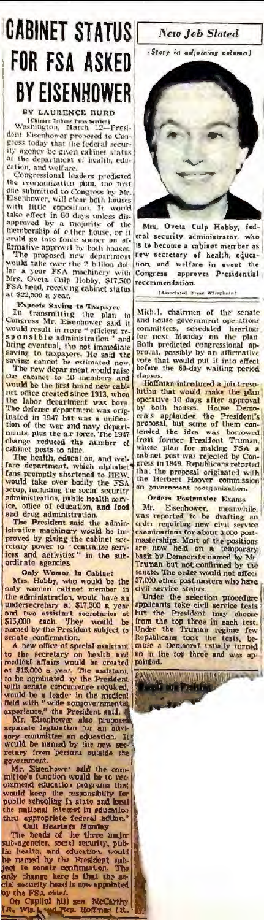# CABINET STATUS FOR FSA ASKED BY EISENHOWER

BY LAURENCE BURD

(Chicago Tribune Press Service)

Washington, March 12—President Eisenhower proposed to Congress today that the federal security agency be given cabinet status as the department of health, education, and welfare.

Congressional leaders predicted the reorganization plan, the first one submitted to Congress by Mr. Eisenhower, will clear both houses with little opposition. It would take effect in 60 days unless disapproved by a majority of the membership of either house, or it could go into force sooner on affirmative approval by both houses.

The proposed new department would take over the 2 billion dollar a year FSA machinery with Mrs. Oveta Culp Hobby, $17,500 FSA head, receiving cabinet status at $22,500 a year.

### Expects Saving to Taxpayer

In transmitting the plan to Congress Mr. Eisenhower said it would result in more "efficient responsible administration" and bring eventual, tho not immediate saving to taxpayers. He said the saving cannot be estimated now.

The new department would raise the cabinet to 10 members and would be the first brand new cabinet office created since 1913, when the labor department was born. The defense department was originated in 1947 but was a unification of the war and navy departments, plus the air force. The 1947 change reduced the number of cabinet posts to nine.

The health, education, and welfare department, which alphabet fans promptly shortened to HEW, would take over bodily the FSA setup, including the social security administration, public health service, office of education, and food and drug administration.

The President said the administrative machinery would be improved by giving the cabinet secretary power to "centralize services and activities" in the subordinate agencies.

### Only Woman in Cabinet

Mrs. Hobby, who would be the only woman cabinet member in the administration, would have an undersecretary at $17,500 a year and two assistant secretaries at $15,000 each. They would be named by the President subject to senate confirmation.

A new office of special assistant to the secretary on health and medical affairs would be created at $15,000 a year. The assistant, to be nominated by the President with senate concurrence required, would be a leader in the medical field with "wide nongovernmental experience," the President said.

Mr. Eisenhower also proposed separate legislation for an advisory committee on education. It would be named by the new secretary from persons outside the government.

Mr. Eisenhower said the committee's function would be to recommend education programs that would keep the responsibility for public schooling in state and local the national interest in education thru appropriate federal action."

### Call Hearings Monday

The heads of the three major sub-agencies, social security, public health, and education, would be named by the President subject to senate confirmation. The only change here is that the social security head is now appointed by the FSA chief.

On Capitol hill sen. McCarthy (R., Wis.) and Rep. Hoffman (R., Mich.), chairmen of the senate and house government operations committees, scheduled hearings for next Monday on the plan. Both predicted congressional approval, possibly by an affirmative vote that would put it into effect before the 60-day waiting period elapses.

Hoffman introduced a joint resolution that would make the plan operative 10 days after approval by both houses. House Democrats applauded the President's proposal, but some of them contended the idea was borrowed from former President Truman, whose plan for making FSA a cabinet post was rejected by Congress in 1949. Republicans retorted that the proposal originated with the Herbert Hoover commission on government reorganization.

### Orders Postmaster Exams

Mr. Eisenhower, meanwhile, was reported to be drafting an order requiring new civil service examinations for about 3,000 postmasterships. Most of the positions are now held on a temporary basis by Democrats named by Mr. Truman but not confirmed by the senate. The order would not affect 37,000 other postmasters who have civil service status.

Under the selection procedure applicants take civil service tests but the President may choose from the top three in each test. Under the Truman regime few Republicans took the tests, because a Democrat usually turned up in the top three and was appointed.

---

*New Job Slated*

*(Story in adjoining column)*

Mrs. Oveta Culp Hobby, federal security administrator, who is to become a cabinet member as new secretary of health, education, and welfare in event the Congress approves Presidential recommendation.

[Associated Press Wirephoto]